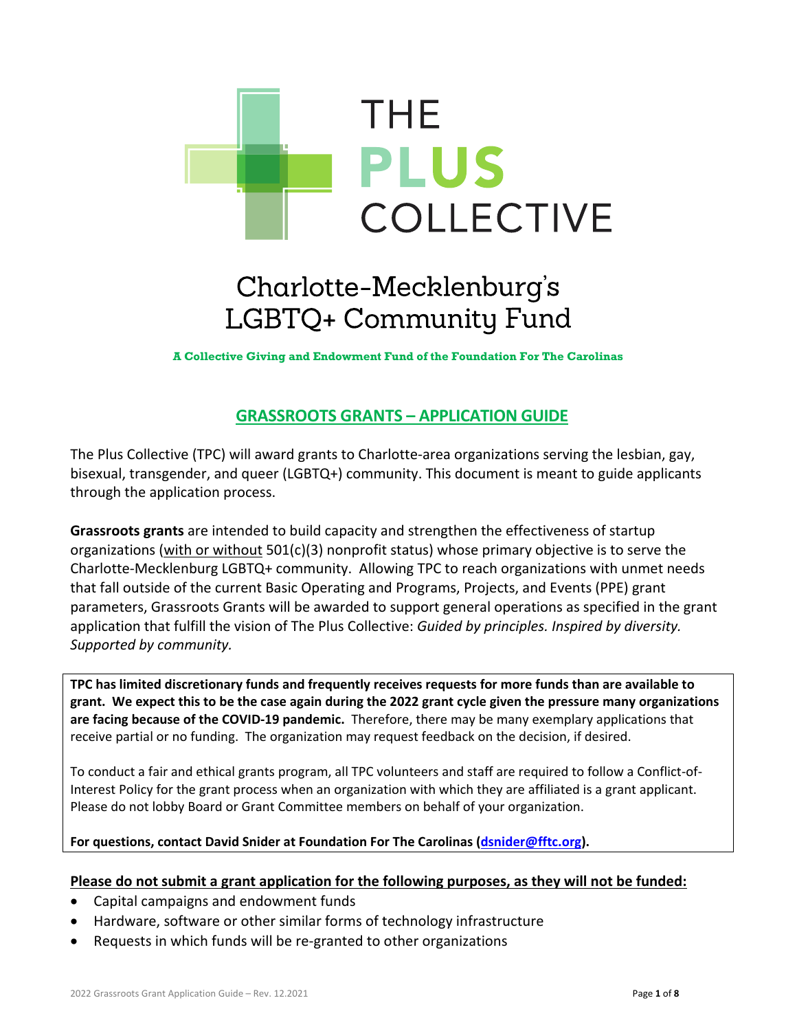# THE PLUS COLLECTIVE

## Charlotte-Mecklenburg's LGBTQ+ Community Fund

**A Collective Giving and Endowment Fund of the Foundation For The Carolinas**

## GRASSROOTS GRANTS – APPLICATION GUIDE

The Plus Collective (TPC) will award grants to Charlotte-area organizations serving the lesbian, gay, bisexual, transgender, and queer (LGBTQ+) community. This document is meant to guide applicants through the application process.

**Grassroots grants** are intended to build capacity and strengthen the effectiveness of startup organizations (with or without 501(c)(3) nonprofit status) whose primary objective is to serve the Charlotte-Mecklenburg LGBTQ+ community. Allowing TPC to reach organizations with unmet needs that fall outside of the current Basic Operating and Programs, Projects, and Events (PPE) grant parameters, Grassroots Grants will be awarded to support general operations as specified in the grant application that fulfill the vision of The Plus Collective: *Guided by principles. Inspired by diversity. Supported by community.*

**TPC has limited discretionary funds and frequently receives requests for more funds than are available to grant. We expect this to be the case again during the 2022 grant cycle given the pressure many organizations are facing because of the COVID-19 pandemic.** Therefore, there may be many exemplary applications that receive partial or no funding. The organization may request feedback on the decision, if desired.

To conduct a fair and ethical grants program, all TPC volunteers and staff are required to follow a Conflict-of-Interest Policy for the grant process when an organization with which they are affiliated is a grant applicant. Please do not lobby Board or Grant Committee members on behalf of your organization.

**For questions, contact David Snider at Foundation For The Carolinas (dsnider@fftc.org).**

**Please do not submit a grant application for the following purposes, as they will not be funded:**

- Capital campaigns and endowment funds
- Hardware, software or other similar forms of technology infrastructure
- Requests in which funds will be re-granted to other organizations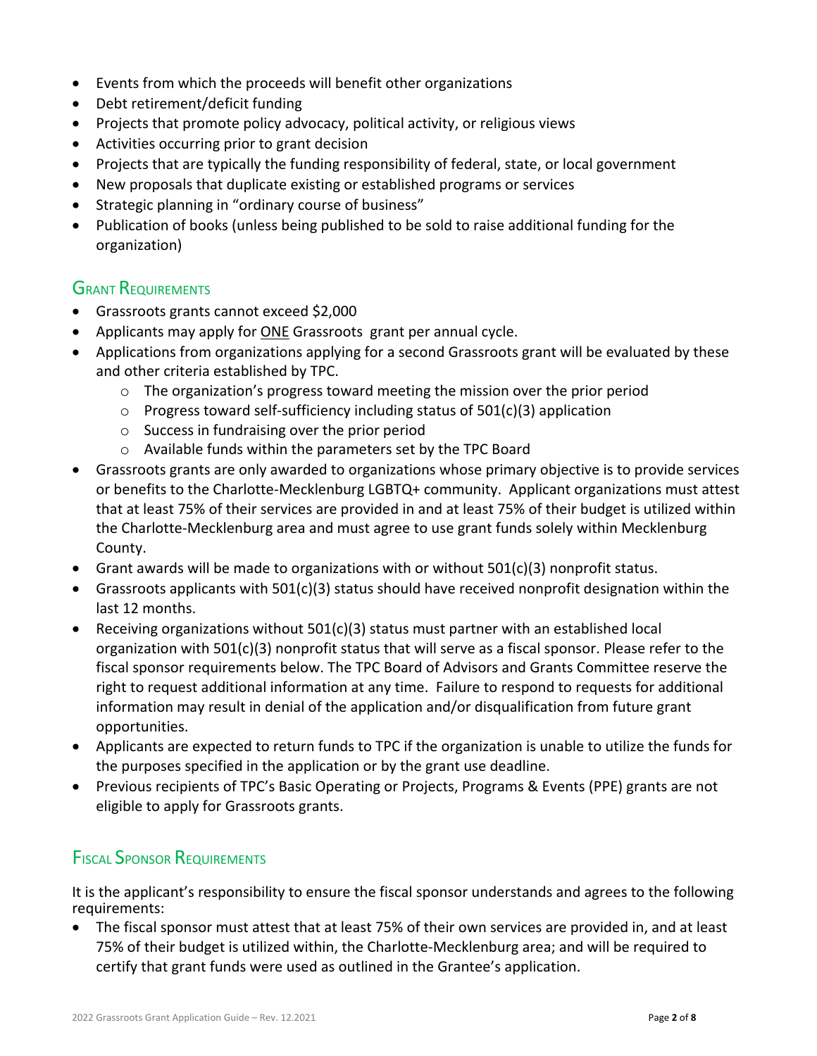- Events from which the proceeds will benefit other organizations
- Debt retirement/deficit funding
- Projects that promote policy advocacy, political activity, or religious views
- Activities occurring prior to grant decision
- Projects that are typically the funding responsibility of federal, state, or local government
- New proposals that duplicate existing or established programs or services
- Strategic planning in "ordinary course of business"
- Publication of books (unless being published to be sold to raise additional funding for the organization)

## Grant Requirements

- Grassroots grants cannot exceed $2,000
- Applicants may apply for ONE Grassroots grant per annual cycle.
- Applications from organizations applying for a second Grassroots grant will be evaluated by these and other criteria established by TPC.
  - The organization's progress toward meeting the mission over the prior period
  - Progress toward self-sufficiency including status of 501(c)(3) application
  - Success in fundraising over the prior period
  - Available funds within the parameters set by the TPC Board
- Grassroots grants are only awarded to organizations whose primary objective is to provide services or benefits to the Charlotte-Mecklenburg LGBTQ+ community. Applicant organizations must attest that at least 75% of their services are provided in and at least 75% of their budget is utilized within the Charlotte-Mecklenburg area and must agree to use grant funds solely within Mecklenburg County.
- Grant awards will be made to organizations with or without 501(c)(3) nonprofit status.
- Grassroots applicants with 501(c)(3) status should have received nonprofit designation within the last 12 months.
- Receiving organizations without 501(c)(3) status must partner with an established local organization with 501(c)(3) nonprofit status that will serve as a fiscal sponsor. Please refer to the fiscal sponsor requirements below. The TPC Board of Advisors and Grants Committee reserve the right to request additional information at any time. Failure to respond to requests for additional information may result in denial of the application and/or disqualification from future grant opportunities.
- Applicants are expected to return funds to TPC if the organization is unable to utilize the funds for the purposes specified in the application or by the grant use deadline.
- Previous recipients of TPC's Basic Operating or Projects, Programs & Events (PPE) grants are not eligible to apply for Grassroots grants.

## Fiscal Sponsor Requirements

It is the applicant's responsibility to ensure the fiscal sponsor understands and agrees to the following requirements:

- The fiscal sponsor must attest that at least 75% of their own services are provided in, and at least 75% of their budget is utilized within, the Charlotte-Mecklenburg area; and will be required to certify that grant funds were used as outlined in the Grantee's application.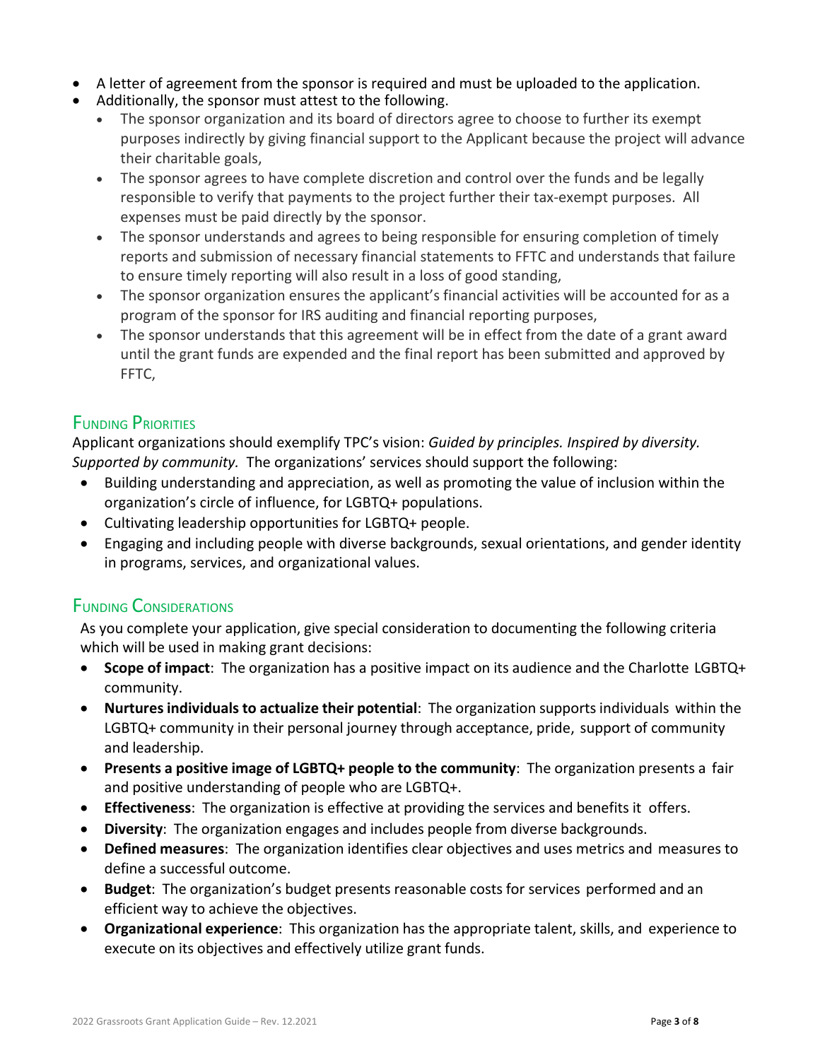- A letter of agreement from the sponsor is required and must be uploaded to the application.
- Additionally, the sponsor must attest to the following.
  - The sponsor organization and its board of directors agree to choose to further its exempt purposes indirectly by giving financial support to the Applicant because the project will advance their charitable goals,
  - The sponsor agrees to have complete discretion and control over the funds and be legally responsible to verify that payments to the project further their tax-exempt purposes. All expenses must be paid directly by the sponsor.
  - The sponsor understands and agrees to being responsible for ensuring completion of timely reports and submission of necessary financial statements to FFTC and understands that failure to ensure timely reporting will also result in a loss of good standing,
  - The sponsor organization ensures the applicant's financial activities will be accounted for as a program of the sponsor for IRS auditing and financial reporting purposes,
  - The sponsor understands that this agreement will be in effect from the date of a grant award until the grant funds are expended and the final report has been submitted and approved by FFTC,

## Funding Priorities

Applicant organizations should exemplify TPC's vision: *Guided by principles. Inspired by diversity. Supported by community.* The organizations' services should support the following:

- Building understanding and appreciation, as well as promoting the value of inclusion within the organization's circle of influence, for LGBTQ+ populations.
- Cultivating leadership opportunities for LGBTQ+ people.
- Engaging and including people with diverse backgrounds, sexual orientations, and gender identity in programs, services, and organizational values.

## Funding Considerations

As you complete your application, give special consideration to documenting the following criteria which will be used in making grant decisions:

- **Scope of impact**: The organization has a positive impact on its audience and the Charlotte LGBTQ+ community.
- **Nurtures individuals to actualize their potential**: The organization supports individuals within the LGBTQ+ community in their personal journey through acceptance, pride, support of community and leadership.
- **Presents a positive image of LGBTQ+ people to the community**: The organization presents a fair and positive understanding of people who are LGBTQ+.
- **Effectiveness**: The organization is effective at providing the services and benefits it offers.
- **Diversity**: The organization engages and includes people from diverse backgrounds.
- **Defined measures**: The organization identifies clear objectives and uses metrics and measures to define a successful outcome.
- **Budget**: The organization's budget presents reasonable costs for services performed and an efficient way to achieve the objectives.
- **Organizational experience**: This organization has the appropriate talent, skills, and experience to execute on its objectives and effectively utilize grant funds.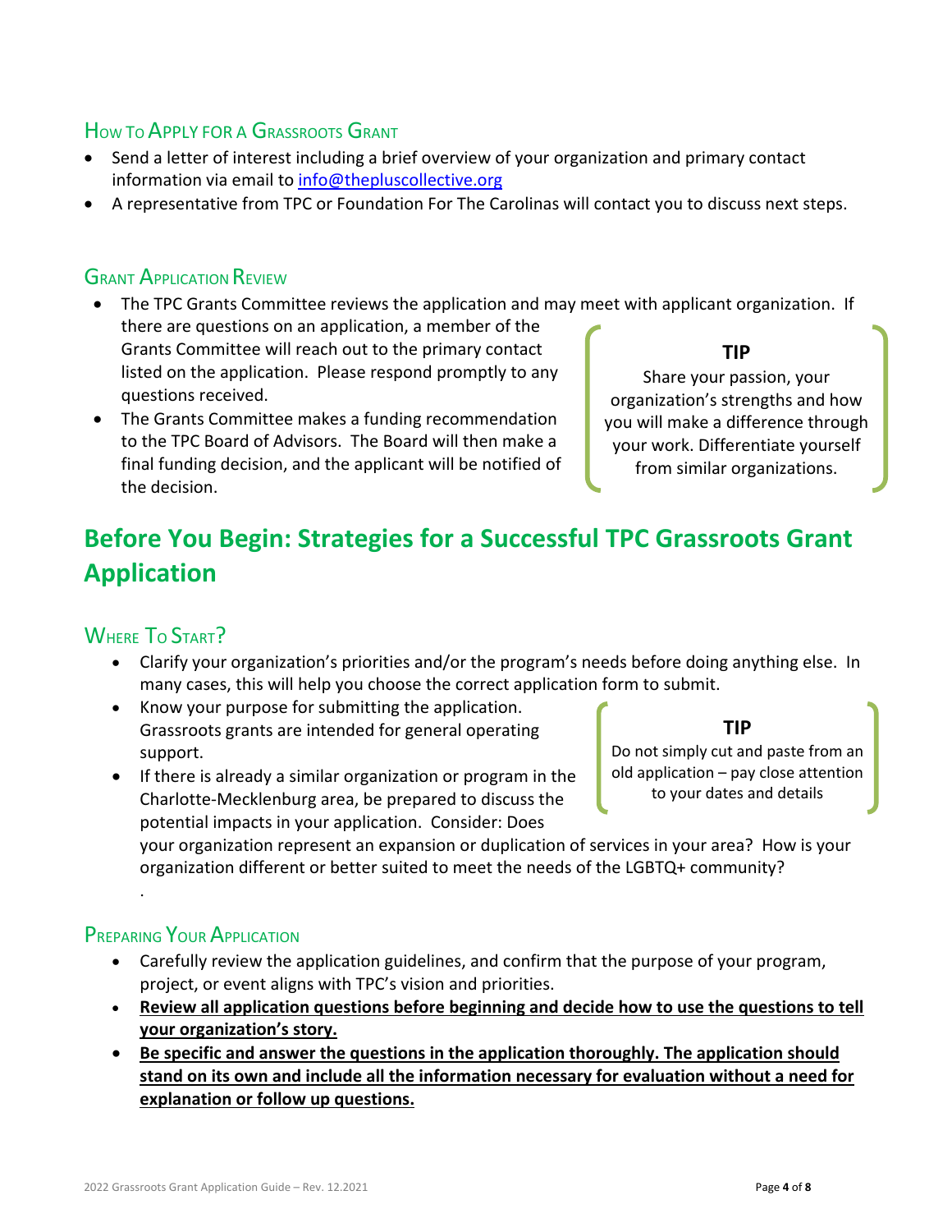## How To Apply for a Grassroots Grant

- Send a letter of interest including a brief overview of your organization and primary contact information via email to [info@thepluscollective.org](mailto:info@thepluscollective.org)
- A representative from TPC or Foundation For The Carolinas will contact you to discuss next steps.

## Grant Application Review

- The TPC Grants Committee reviews the application and may meet with applicant organization. If there are questions on an application, a member of the Grants Committee will reach out to the primary contact listed on the application. Please respond promptly to any questions received.
- The Grants Committee makes a funding recommendation to the TPC Board of Advisors. The Board will then make a final funding decision, and the applicant will be notified of the decision.

> **TIP**
>
> Share your passion, your organization's strengths and how you will make a difference through your work. Differentiate yourself from similar organizations.

# Before You Begin: Strategies for a Successful TPC Grassroots Grant Application

## Where To Start?

- Clarify your organization's priorities and/or the program's needs before doing anything else. In many cases, this will help you choose the correct application form to submit.
- Know your purpose for submitting the application. Grassroots grants are intended for general operating support.
- If there is already a similar organization or program in the Charlotte-Mecklenburg area, be prepared to discuss the potential impacts in your application. Consider: Does your organization represent an expansion or duplication of services in your area? How is your organization different or better suited to meet the needs of the LGBTQ+ community?

> **TIP**
>
> Do not simply cut and paste from an old application – pay close attention to your dates and details

.

## Preparing Your Application

- Carefully review the application guidelines, and confirm that the purpose of your program, project, or event aligns with TPC's vision and priorities.
- **<u>Review all application questions before beginning and decide how to use the questions to tell your organization's story.</u>**
- **<u>Be specific and answer the questions in the application thoroughly. The application should stand on its own and include all the information necessary for evaluation without a need for explanation or follow up questions.</u>**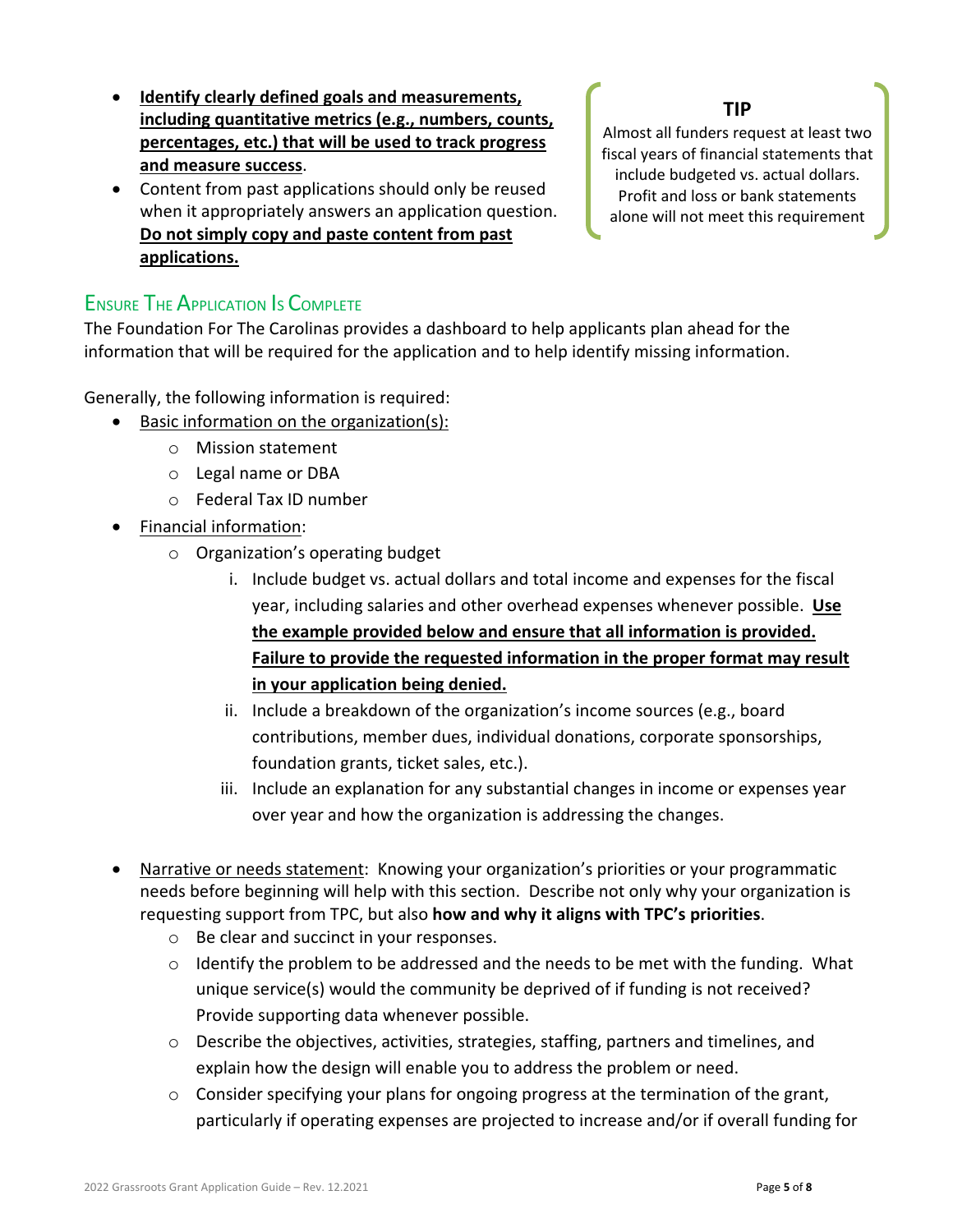- **Identify clearly defined goals and measurements, including quantitative metrics (e.g., numbers, counts, percentages, etc.) that will be used to track progress and measure success**.
- Content from past applications should only be reused when it appropriately answers an application question. **Do not simply copy and paste content from past applications.**

> **TIP**
>
> Almost all funders request at least two fiscal years of financial statements that include budgeted vs. actual dollars. Profit and loss or bank statements alone will not meet this requirement

## Ensure The Application Is Complete

The Foundation For The Carolinas provides a dashboard to help applicants plan ahead for the information that will be required for the application and to help identify missing information.

Generally, the following information is required:

- Basic information on the organization(s):
  - Mission statement
  - Legal name or DBA
  - Federal Tax ID number
- Financial information:
  - Organization's operating budget
    1. Include budget vs. actual dollars and total income and expenses for the fiscal year, including salaries and other overhead expenses whenever possible. **Use the example provided below and ensure that all information is provided. Failure to provide the requested information in the proper format may result in your application being denied.**
    2. Include a breakdown of the organization's income sources (e.g., board contributions, member dues, individual donations, corporate sponsorships, foundation grants, ticket sales, etc.).
    3. Include an explanation for any substantial changes in income or expenses year over year and how the organization is addressing the changes.

- Narrative or needs statement: Knowing your organization's priorities or your programmatic needs before beginning will help with this section. Describe not only why your organization is requesting support from TPC, but also **how and why it aligns with TPC's priorities**.
  - Be clear and succinct in your responses.
  - Identify the problem to be addressed and the needs to be met with the funding. What unique service(s) would the community be deprived of if funding is not received? Provide supporting data whenever possible.
  - Describe the objectives, activities, strategies, staffing, partners and timelines, and explain how the design will enable you to address the problem or need.
  - Consider specifying your plans for ongoing progress at the termination of the grant, particularly if operating expenses are projected to increase and/or if overall funding for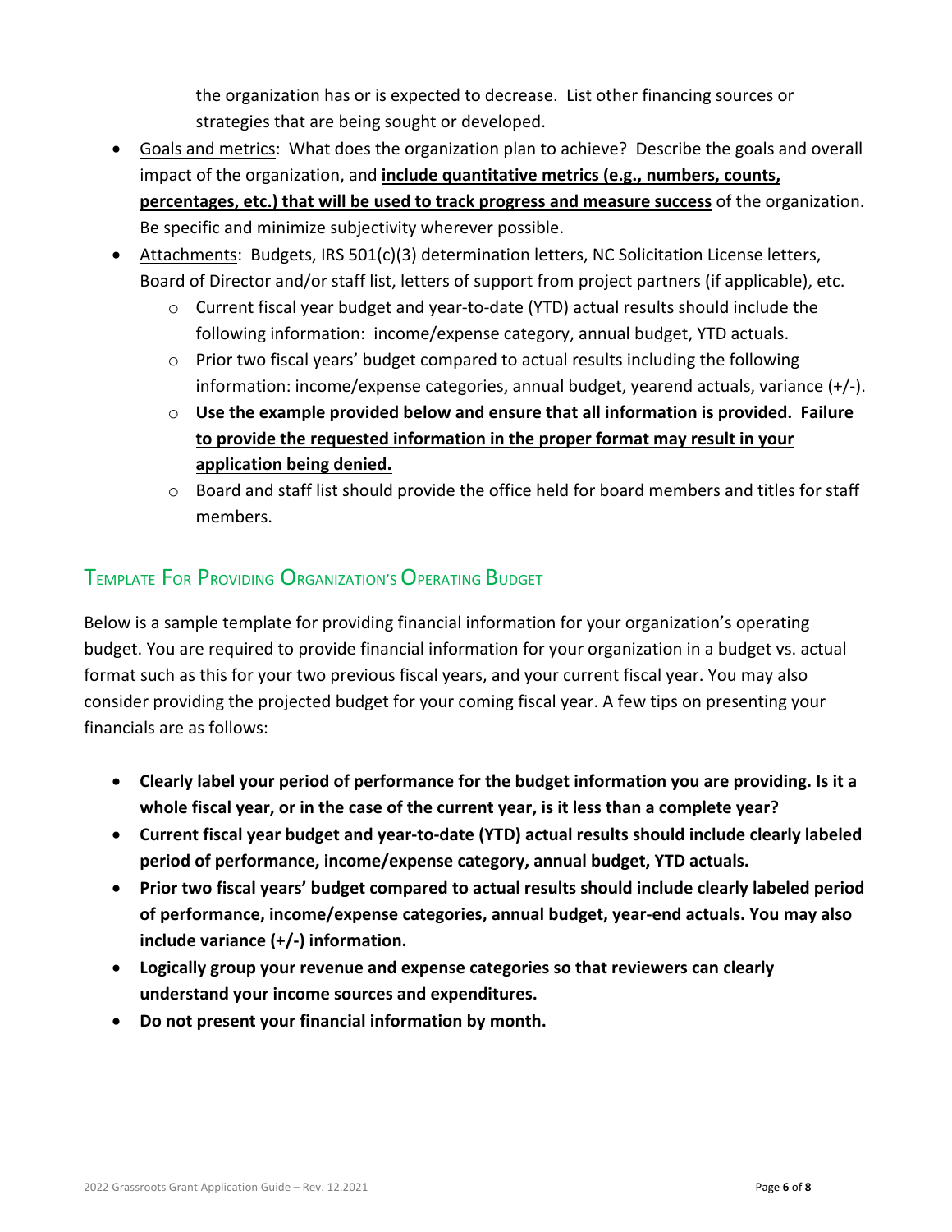the organization has or is expected to decrease. List other financing sources or strategies that are being sought or developed.

- Goals and metrics: What does the organization plan to achieve? Describe the goals and overall impact of the organization, and **include quantitative metrics (e.g., numbers, counts, percentages, etc.) that will be used to track progress and measure success** of the organization. Be specific and minimize subjectivity wherever possible.
- Attachments: Budgets, IRS 501(c)(3) determination letters, NC Solicitation License letters, Board of Director and/or staff list, letters of support from project partners (if applicable), etc.
  - Current fiscal year budget and year-to-date (YTD) actual results should include the following information: income/expense category, annual budget, YTD actuals.
  - Prior two fiscal years' budget compared to actual results including the following information: income/expense categories, annual budget, yearend actuals, variance (+/-).
  - **Use the example provided below and ensure that all information is provided. Failure to provide the requested information in the proper format may result in your application being denied.**
  - Board and staff list should provide the office held for board members and titles for staff members.

## Template For Providing Organization's Operating Budget

Below is a sample template for providing financial information for your organization's operating budget. You are required to provide financial information for your organization in a budget vs. actual format such as this for your two previous fiscal years, and your current fiscal year. You may also consider providing the projected budget for your coming fiscal year. A few tips on presenting your financials are as follows:

- **Clearly label your period of performance for the budget information you are providing. Is it a whole fiscal year, or in the case of the current year, is it less than a complete year?**
- **Current fiscal year budget and year-to-date (YTD) actual results should include clearly labeled period of performance, income/expense category, annual budget, YTD actuals.**
- **Prior two fiscal years' budget compared to actual results should include clearly labeled period of performance, income/expense categories, annual budget, year-end actuals. You may also include variance (+/-) information.**
- **Logically group your revenue and expense categories so that reviewers can clearly understand your income sources and expenditures.**
- **Do not present your financial information by month.**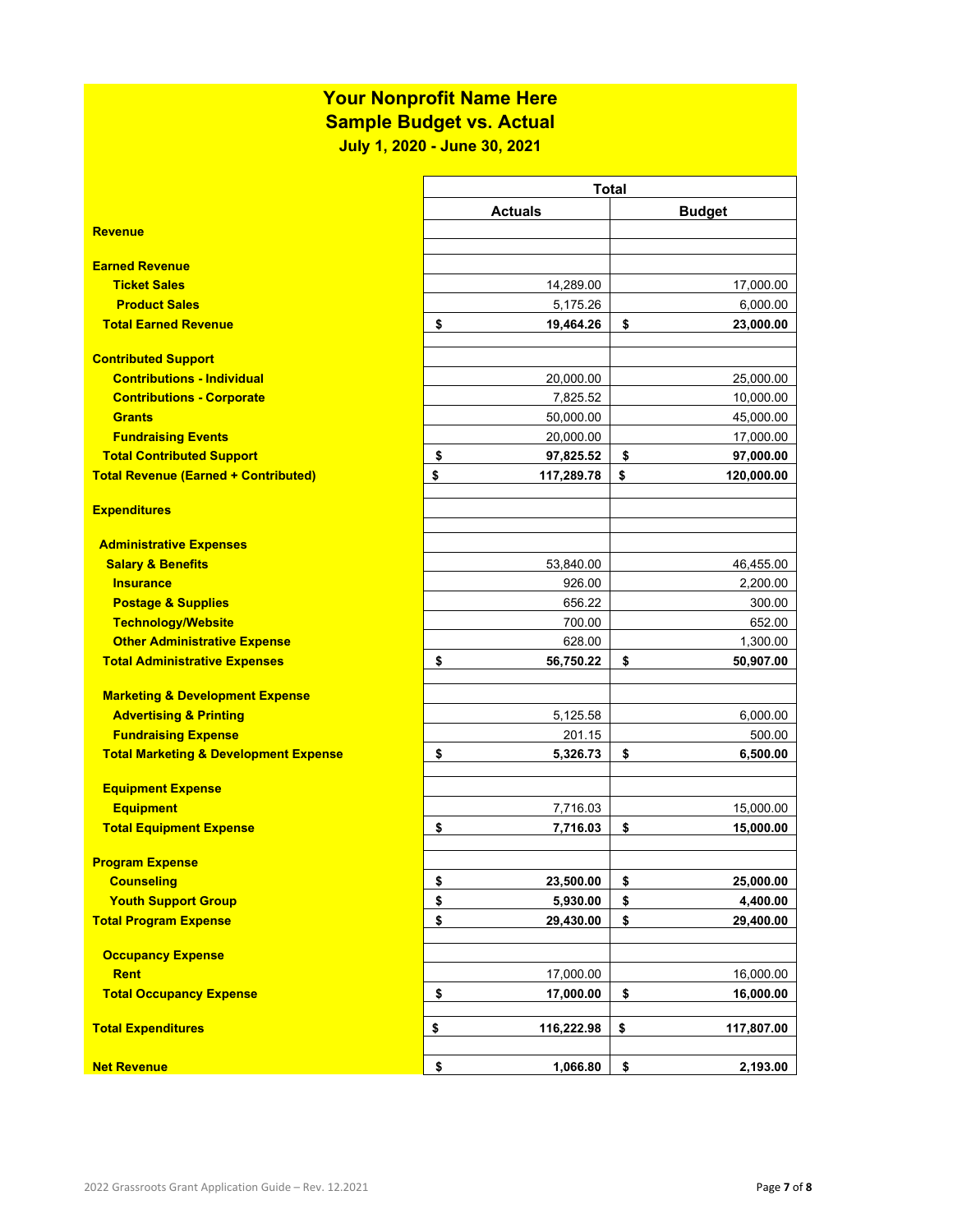# Your Nonprofit Name Here
## Sample Budget vs. Actual
### July 1, 2020 - June 30, 2021

| | Total | |
|---|---|---|
| | **Actuals** | **Budget** |
| **Revenue** | | |
| | | |
| **Earned Revenue** | | |
| **Ticket Sales** | 14,289.00 | 17,000.00 |
| **Product Sales** | 5,175.26 | 6,000.00 |
| **Total Earned Revenue** | **$ 19,464.26** | **$ 23,000.00** |
| | | |
| **Contributed Support** | | |
| **Contributions - Individual** | 20,000.00 | 25,000.00 |
| **Contributions - Corporate** | 7,825.52 | 10,000.00 |
| **Grants** | 50,000.00 | 45,000.00 |
| **Fundraising Events** | 20,000.00 | 17,000.00 |
| **Total Contributed Support** | **$ 97,825.52** | **$ 97,000.00** |
| **Total Revenue (Earned + Contributed)** | **$ 117,289.78** | **$ 120,000.00** |
| | | |
| **Expenditures** | | |
| | | |
| **Administrative Expenses** | | |
| **Salary & Benefits** | 53,840.00 | 46,455.00 |
| **Insurance** | 926.00 | 2,200.00 |
| **Postage & Supplies** | 656.22 | 300.00 |
| **Technology/Website** | 700.00 | 652.00 |
| **Other Administrative Expense** | 628.00 | 1,300.00 |
| **Total Administrative Expenses** | **$ 56,750.22** | **$ 50,907.00** |
| | | |
| **Marketing & Development Expense** | | |
| **Advertising & Printing** | 5,125.58 | 6,000.00 |
| **Fundraising Expense** | 201.15 | 500.00 |
| **Total Marketing & Development Expense** | **$ 5,326.73** | **$ 6,500.00** |
| | | |
| **Equipment Expense** | | |
| **Equipment** | 7,716.03 | 15,000.00 |
| **Total Equipment Expense** | **$ 7,716.03** | **$ 15,000.00** |
| | | |
| **Program Expense** | | |
| **Counseling** | **$ 23,500.00** | **$ 25,000.00** |
| **Youth Support Group** | **$ 5,930.00** | **$ 4,400.00** |
| **Total Program Expense** | **$ 29,430.00** | **$ 29,400.00** |
| | | |
| **Occupancy Expense** | | |
| **Rent** | 17,000.00 | 16,000.00 |
| **Total Occupancy Expense** | **$ 17,000.00** | **$ 16,000.00** |
| | | |
| **Total Expenditures** | **$ 116,222.98** | **$ 117,807.00** |
| | | |
| **Net Revenue** | **$ 1,066.80** | **$ 2,193.00** |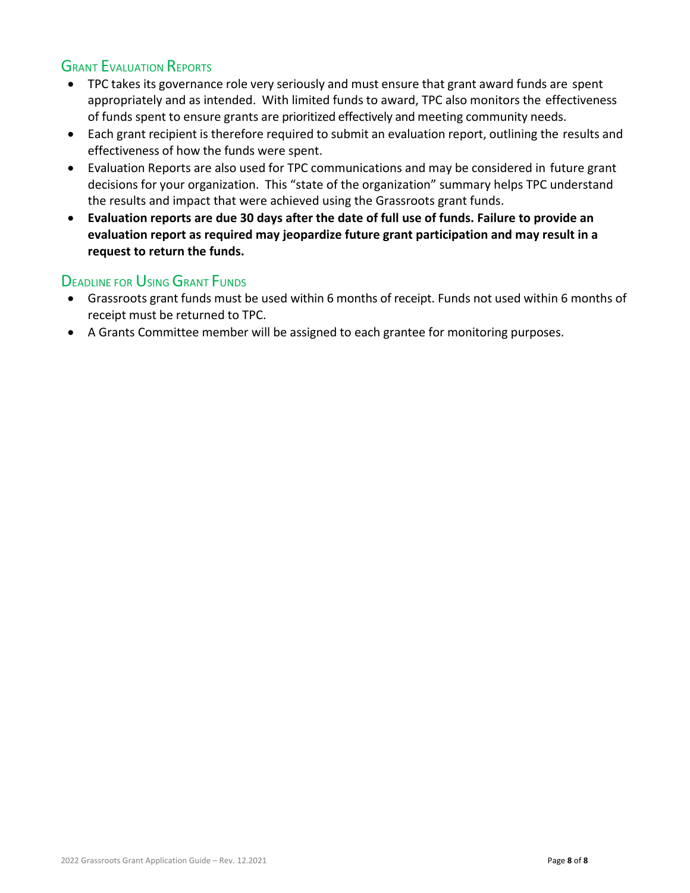## Grant Evaluation Reports

- TPC takes its governance role very seriously and must ensure that grant award funds are spent appropriately and as intended. With limited funds to award, TPC also monitors the effectiveness of funds spent to ensure grants are prioritized effectively and meeting community needs.
- Each grant recipient is therefore required to submit an evaluation report, outlining the results and effectiveness of how the funds were spent.
- Evaluation Reports are also used for TPC communications and may be considered in future grant decisions for your organization. This "state of the organization" summary helps TPC understand the results and impact that were achieved using the Grassroots grant funds.
- **Evaluation reports are due 30 days after the date of full use of funds. Failure to provide an evaluation report as required may jeopardize future grant participation and may result in a request to return the funds.**

## Deadline for Using Grant Funds

- Grassroots grant funds must be used within 6 months of receipt. Funds not used within 6 months of receipt must be returned to TPC.
- A Grants Committee member will be assigned to each grantee for monitoring purposes.